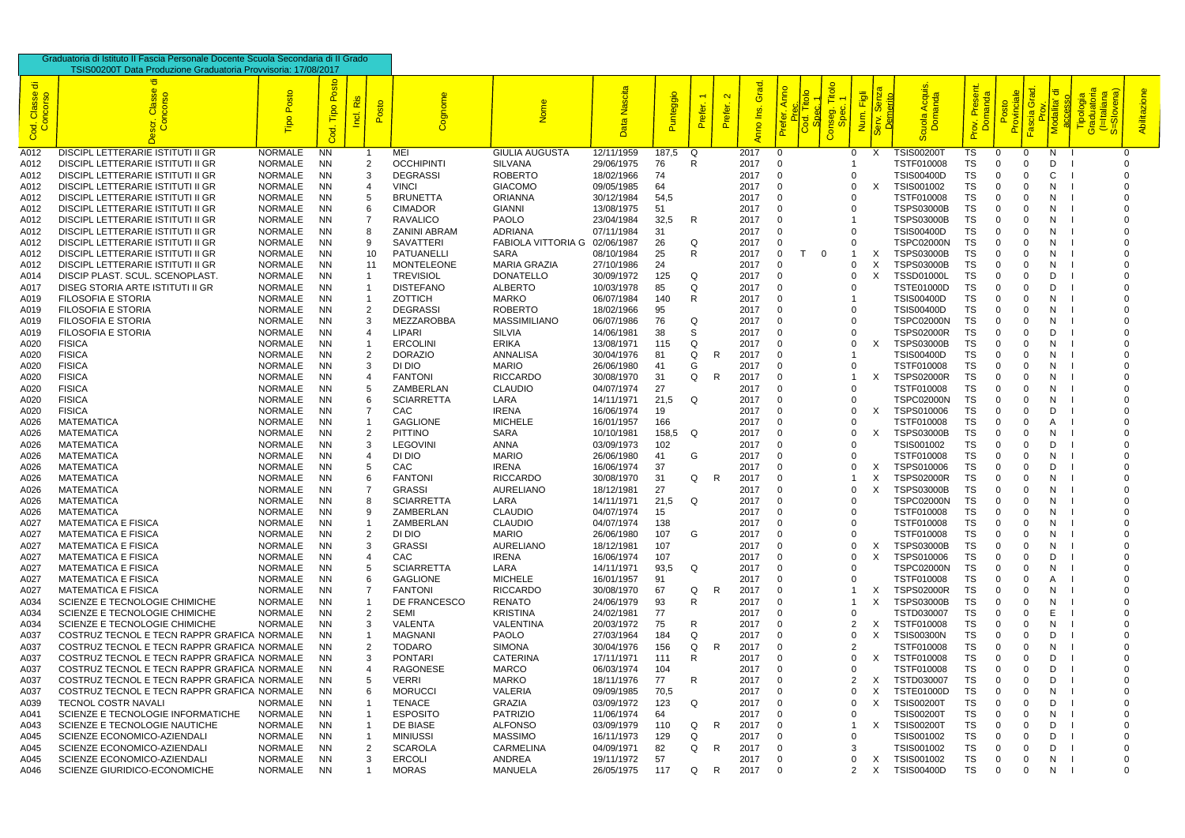Graduatoria di Istituto II Fascia Personale Docente Scuola Secondaria di II Grado
TSIS00200T Data Produzione Graduatoria Provvisoria: 17/08/2017

| Cod. Classe di Concorso | Descr. Classe di Concorso | Tipo Posto | Cod. Tipo Posto | Incl. Ris | Posto | Cognome | Nome | Data Nascita | Punteggio | Prefer. 1 | Prefer. 2 | Anno Ins. Grad. | Prefer. Anno Prec. | Cod. Titolo Spec. 1 | Conseg. Titolo Spec. 1 | Num. Figli | Serv. Senza Demerito | Scuola Acquis. Domanda | Prov. Present. Domanda | Posto Provinciale | Fascia Grad. Prov. | Modalita' di accesso | Tipologia Graduatoria (I=Italiana S=Slovena) | Abilitazione |
|---|---|---|---|---|---|---|---|---|---|---|---|---|---|---|---|---|---|---|---|---|---|---|---|---|
| A012 | DISCIPL LETTERARIE ISTITUTI II GR | NORMALE | NN | | 1 | MEI | GIULIA AUGUSTA | 12/11/1959 | 187,5 | Q | | 2017 | 0 | | | 0 | X | TSIS00200T | TS | 0 | 0 | N | I | 0 |
| A012 | DISCIPL LETTERARIE ISTITUTI II GR | NORMALE | NN | | 2 | OCCHIPINTI | SILVANA | 29/06/1975 | 76 | R | | 2017 | 0 | | | 1 | | TSTF010008 | TS | 0 | 0 | D | I | 0 |
| A012 | DISCIPL LETTERARIE ISTITUTI II GR | NORMALE | NN | | 3 | DEGRASSI | ROBERTO | 18/02/1966 | 74 | | | 2017 | 0 | | | 0 | | TSIS00400D | TS | 0 | 0 | C | I | 0 |
| A012 | DISCIPL LETTERARIE ISTITUTI II GR | NORMALE | NN | | 4 | VINCI | GIACOMO | 09/05/1985 | 64 | | | 2017 | 0 | | | 0 | X | TSIS001002 | TS | 0 | 0 | N | I | 0 |
| A012 | DISCIPL LETTERARIE ISTITUTI II GR | NORMALE | NN | | 5 | BRUNETTA | ORIANNA | 30/12/1984 | 54,5 | | | 2017 | 0 | | | 0 | | TSTF010008 | TS | 0 | 0 | N | I | 0 |
| A012 | DISCIPL LETTERARIE ISTITUTI II GR | NORMALE | NN | | 6 | CIMADOR | GIANNI | 13/08/1975 | 51 | | | 2017 | 0 | | | 0 | | TSPS03000B | TS | 0 | 0 | N | I | 0 |
| A012 | DISCIPL LETTERARIE ISTITUTI II GR | NORMALE | NN | | 7 | RAVALICO | PAOLO | 23/04/1984 | 32,5 | R | | 2017 | 0 | | | 1 | | TSPS03000B | TS | 0 | 0 | N | I | 0 |
| A012 | DISCIPL LETTERARIE ISTITUTI II GR | NORMALE | NN | | 8 | ZANINI ABRAM | ADRIANA | 07/11/1984 | 31 | | | 2017 | 0 | | | 0 | | TSIS00400D | TS | 0 | 0 | N | I | 0 |
| A012 | DISCIPL LETTERARIE ISTITUTI II GR | NORMALE | NN | | 9 | SAVATTERI | FABIOLA VITTORIA G | 02/06/1987 | 26 | Q | | 2017 | 0 | | | 0 | | TSPC02000N | TS | 0 | 0 | N | I | 0 |
| A012 | DISCIPL LETTERARIE ISTITUTI II GR | NORMALE | NN | | 10 | PATUANELLI | SARA | 08/10/1984 | 25 | R | | 2017 | 0 | T | 0 | 1 | X | TSPS03000B | TS | 0 | 0 | N | I | 0 |
| A012 | DISCIPL LETTERARIE ISTITUTI II GR | NORMALE | NN | | 11 | MONTELEONE | MARIA GRAZIA | 27/10/1986 | 24 | | | 2017 | 0 | | | 0 | X | TSPS03000B | TS | 0 | 0 | N | I | 0 |
| A014 | DISCIP PLAST. SCUL. SCENOPLAST. | NORMALE | NN | | 1 | TREVISIOL | DONATELLO | 30/09/1972 | 125 | Q | | 2017 | 0 | | | 0 | X | TSSD01000L | TS | 0 | 0 | D | I | 0 |
| A017 | DISEG STORIA ARTE ISTITUTI II GR | NORMALE | NN | | 1 | DISTEFANO | ALBERTO | 10/03/1978 | 85 | Q | | 2017 | 0 | | | 0 | | TSTE01000D | TS | 0 | 0 | D | I | 0 |
| A019 | FILOSOFIA E STORIA | NORMALE | NN | | 1 | ZOTTICH | MARKO | 06/07/1984 | 140 | R | | 2017 | 0 | | | 1 | | TSIS00400D | TS | 0 | 0 | N | I | 0 |
| A019 | FILOSOFIA E STORIA | NORMALE | NN | | 2 | DEGRASSI | ROBERTO | 18/02/1966 | 95 | | | 2017 | 0 | | | 0 | | TSIS00400D | TS | 0 | 0 | N | I | 0 |
| A019 | FILOSOFIA E STORIA | NORMALE | NN | | 3 | MEZZAROBBA | MASSIMILIANO | 06/07/1986 | 76 | Q | | 2017 | 0 | | | 0 | | TSPC02000N | TS | 0 | 0 | N | I | 0 |
| A019 | FILOSOFIA E STORIA | NORMALE | NN | | 4 | LIPARI | SILVIA | 14/06/1981 | 38 | S | | 2017 | 0 | | | 0 | | TSPS02000R | TS | 0 | 0 | D | I | 0 |
| A020 | FISICA | NORMALE | NN | | 1 | ERCOLINI | ERIKA | 13/08/1971 | 115 | Q | | 2017 | 0 | | | 0 | X | TSPS03000B | TS | 0 | 0 | N | I | 0 |
| A020 | FISICA | NORMALE | NN | | 2 | DORAZIO | ANNALISA | 30/04/1976 | 81 | Q | R | 2017 | 0 | | | 1 | | TSIS00400D | TS | 0 | 0 | N | I | 0 |
| A020 | FISICA | NORMALE | NN | | 3 | DI DIO | MARIO | 26/06/1980 | 41 | G | | 2017 | 0 | | | 0 | | TSTF010008 | TS | 0 | 0 | N | I | 0 |
| A020 | FISICA | NORMALE | NN | | 4 | FANTONI | RICCARDO | 30/08/1970 | 31 | Q | R | 2017 | 0 | | | 1 | X | TSPS02000R | TS | 0 | 0 | N | I | 0 |
| A020 | FISICA | NORMALE | NN | | 5 | ZAMBERLAN | CLAUDIO | 04/07/1974 | 27 | | | 2017 | 0 | | | 0 | | TSTF010008 | TS | 0 | 0 | N | I | 0 |
| A020 | FISICA | NORMALE | NN | | 6 | SCIARRETTA | LARA | 14/11/1971 | 21,5 | Q | | 2017 | 0 | | | 0 | | TSPC02000N | TS | 0 | 0 | N | I | 0 |
| A020 | FISICA | NORMALE | NN | | 7 | CAC | IRENA | 16/06/1974 | 19 | | | 2017 | 0 | | | 0 | X | TSPS010006 | TS | 0 | 0 | D | I | 0 |
| A026 | MATEMATICA | NORMALE | NN | | 1 | GAGLIONE | MICHELE | 16/01/1957 | 166 | | | 2017 | 0 | | | 0 | | TSTF010008 | TS | 0 | 0 | A | I | 0 |
| A026 | MATEMATICA | NORMALE | NN | | 2 | PITTINO | SARA | 10/10/1981 | 158,5 | Q | | 2017 | 0 | | | 0 | X | TSPS03000B | TS | 0 | 0 | N | I | 0 |
| A026 | MATEMATICA | NORMALE | NN | | 3 | LEGOVINI | ANNA | 03/09/1973 | 102 | | | 2017 | 0 | | | 0 | | TSIS001002 | TS | 0 | 0 | D | I | 0 |
| A026 | MATEMATICA | NORMALE | NN | | 4 | DI DIO | MARIO | 26/06/1980 | 41 | G | | 2017 | 0 | | | 0 | | TSTF010008 | TS | 0 | 0 | N | I | 0 |
| A026 | MATEMATICA | NORMALE | NN | | 5 | CAC | IRENA | 16/06/1974 | 37 | | | 2017 | 0 | | | 0 | X | TSPS010006 | TS | 0 | 0 | D | I | 0 |
| A026 | MATEMATICA | NORMALE | NN | | 6 | FANTONI | RICCARDO | 30/08/1970 | 31 | Q | R | 2017 | 0 | | | 1 | X | TSPS02000R | TS | 0 | 0 | N | I | 0 |
| A026 | MATEMATICA | NORMALE | NN | | 7 | GRASSI | AURELIANO | 18/12/1981 | 27 | | | 2017 | 0 | | | 0 | X | TSPS03000B | TS | 0 | 0 | N | I | 0 |
| A026 | MATEMATICA | NORMALE | NN | | 8 | SCIARRETTA | LARA | 14/11/1971 | 21,5 | Q | | 2017 | 0 | | | 0 | | TSPC02000N | TS | 0 | 0 | N | I | 0 |
| A026 | MATEMATICA | NORMALE | NN | | 9 | ZAMBERLAN | CLAUDIO | 04/07/1974 | 15 | | | 2017 | 0 | | | 0 | | TSTF010008 | TS | 0 | 0 | N | I | 0 |
| A027 | MATEMATICA E FISICA | NORMALE | NN | | 1 | ZAMBERLAN | CLAUDIO | 04/07/1974 | 138 | | | 2017 | 0 | | | 0 | | TSTF010008 | TS | 0 | 0 | N | I | 0 |
| A027 | MATEMATICA E FISICA | NORMALE | NN | | 2 | DI DIO | MARIO | 26/06/1980 | 107 | G | | 2017 | 0 | | | 0 | | TSTF010008 | TS | 0 | 0 | N | I | 0 |
| A027 | MATEMATICA E FISICA | NORMALE | NN | | 3 | GRASSI | AURELIANO | 18/12/1981 | 107 | | | 2017 | 0 | | | 0 | X | TSPS03000B | TS | 0 | 0 | N | I | 0 |
| A027 | MATEMATICA E FISICA | NORMALE | NN | | 4 | CAC | IRENA | 16/06/1974 | 107 | | | 2017 | 0 | | | 0 | X | TSPS010006 | TS | 0 | 0 | D | I | 0 |
| A027 | MATEMATICA E FISICA | NORMALE | NN | | 5 | SCIARRETTA | LARA | 14/11/1971 | 93,5 | Q | | 2017 | 0 | | | 0 | | TSPC02000N | TS | 0 | 0 | N | I | 0 |
| A027 | MATEMATICA E FISICA | NORMALE | NN | | 6 | GAGLIONE | MICHELE | 16/01/1957 | 91 | | | 2017 | 0 | | | 0 | | TSTF010008 | TS | 0 | 0 | A | I | 0 |
| A027 | MATEMATICA E FISICA | NORMALE | NN | | 7 | FANTONI | RICCARDO | 30/08/1970 | 67 | Q | R | 2017 | 0 | | | 1 | X | TSPS02000R | TS | 0 | 0 | N | I | 0 |
| A034 | SCIENZE E TECNOLOGIE CHIMICHE | NORMALE | NN | | 1 | DE FRANCESCO | RENATO | 24/06/1979 | 93 | R | | 2017 | 0 | | | 1 | X | TSPS03000B | TS | 0 | 0 | N | I | 0 |
| A034 | SCIENZE E TECNOLOGIE CHIMICHE | NORMALE | NN | | 2 | SEMI | KRISTINA | 24/02/1981 | 77 | | | 2017 | 0 | | | 0 | | TSTD030007 | TS | 0 | 0 | E | I | 0 |
| A034 | SCIENZE E TECNOLOGIE CHIMICHE | NORMALE | NN | | 3 | VALENTA | VALENTINA | 20/03/1972 | 75 | R | | 2017 | 0 | | | 2 | X | TSTF010008 | TS | 0 | 0 | N | I | 0 |
| A037 | COSTRUZ TECNOL E TECN RAPPR GRAFICA | NORMALE | NN | | 1 | MAGNANI | PAOLO | 27/03/1964 | 184 | Q | | 2017 | 0 | | | 0 | X | TSIS00300N | TS | 0 | 0 | D | I | 0 |
| A037 | COSTRUZ TECNOL E TECN RAPPR GRAFICA | NORMALE | NN | | 2 | TODARO | SIMONA | 30/04/1976 | 156 | Q | R | 2017 | 0 | | | 2 | | TSTF010008 | TS | 0 | 0 | N | I | 0 |
| A037 | COSTRUZ TECNOL E TECN RAPPR GRAFICA | NORMALE | NN | | 3 | PONTARI | CATERINA | 17/11/1971 | 111 | R | | 2017 | 0 | | | 0 | X | TSTF010008 | TS | 0 | 0 | D | I | 0 |
| A037 | COSTRUZ TECNOL E TECN RAPPR GRAFICA | NORMALE | NN | | 4 | RAGONESE | MARCO | 06/03/1974 | 104 | | | 2017 | 0 | | | 0 | | TSTF010008 | TS | 0 | 0 | D | I | 0 |
| A037 | COSTRUZ TECNOL E TECN RAPPR GRAFICA | NORMALE | NN | | 5 | VERRI | MARKO | 18/11/1976 | 77 | R | | 2017 | 0 | | | 2 | X | TSTD030007 | TS | 0 | 0 | D | I | 0 |
| A037 | COSTRUZ TECNOL E TECN RAPPR GRAFICA | NORMALE | NN | | 6 | MORUCCI | VALERIA | 09/09/1985 | 70,5 | | | 2017 | 0 | | | 0 | X | TSTE01000D | TS | 0 | 0 | N | I | 0 |
| A039 | TECNOL COSTR NAVALI | NORMALE | NN | | 1 | TENACE | GRAZIA | 03/09/1972 | 123 | Q | | 2017 | 0 | | | 0 | X | TSIS00200T | TS | 0 | 0 | D | I | 0 |
| A041 | SCIENZE E TECNOLOGIE INFORMATICHE | NORMALE | NN | | 1 | ESPOSITO | PATRIZIO | 11/06/1974 | 64 | | | 2017 | 0 | | | 0 | | TSIS00200T | TS | 0 | 0 | N | I | 0 |
| A043 | SCIENZE E TECNOLOGIE NAUTICHE | NORMALE | NN | | 1 | DE BIASE | ALFONSO | 03/09/1979 | 110 | Q | R | 2017 | 0 | | | 1 | X | TSIS00200T | TS | 0 | 0 | D | I | 0 |
| A045 | SCIENZE ECONOMICO-AZIENDALI | NORMALE | NN | | 1 | MINIUSSI | MASSIMO | 16/11/1973 | 129 | Q | | 2017 | 0 | | | 0 | | TSIS001002 | TS | 0 | 0 | D | I | 0 |
| A045 | SCIENZE ECONOMICO-AZIENDALI | NORMALE | NN | | 2 | SCAROLA | CARMELINA | 04/09/1971 | 82 | Q | R | 2017 | 0 | | | 3 | | TSIS001002 | TS | 0 | 0 | D | I | 0 |
| A045 | SCIENZE ECONOMICO-AZIENDALI | NORMALE | NN | | 3 | ERCOLI | ANDREA | 19/11/1972 | 57 | | | 2017 | 0 | | | 0 | X | TSIS001002 | TS | 0 | 0 | N | I | 0 |
| A046 | SCIENZE GIURIDICO-ECONOMICHE | NORMALE | NN | | 1 | MORAS | MANUELA | 26/05/1975 | 117 | Q | R | 2017 | 0 | | | 2 | X | TSIS00400D | TS | 0 | 0 | N | I | 0 |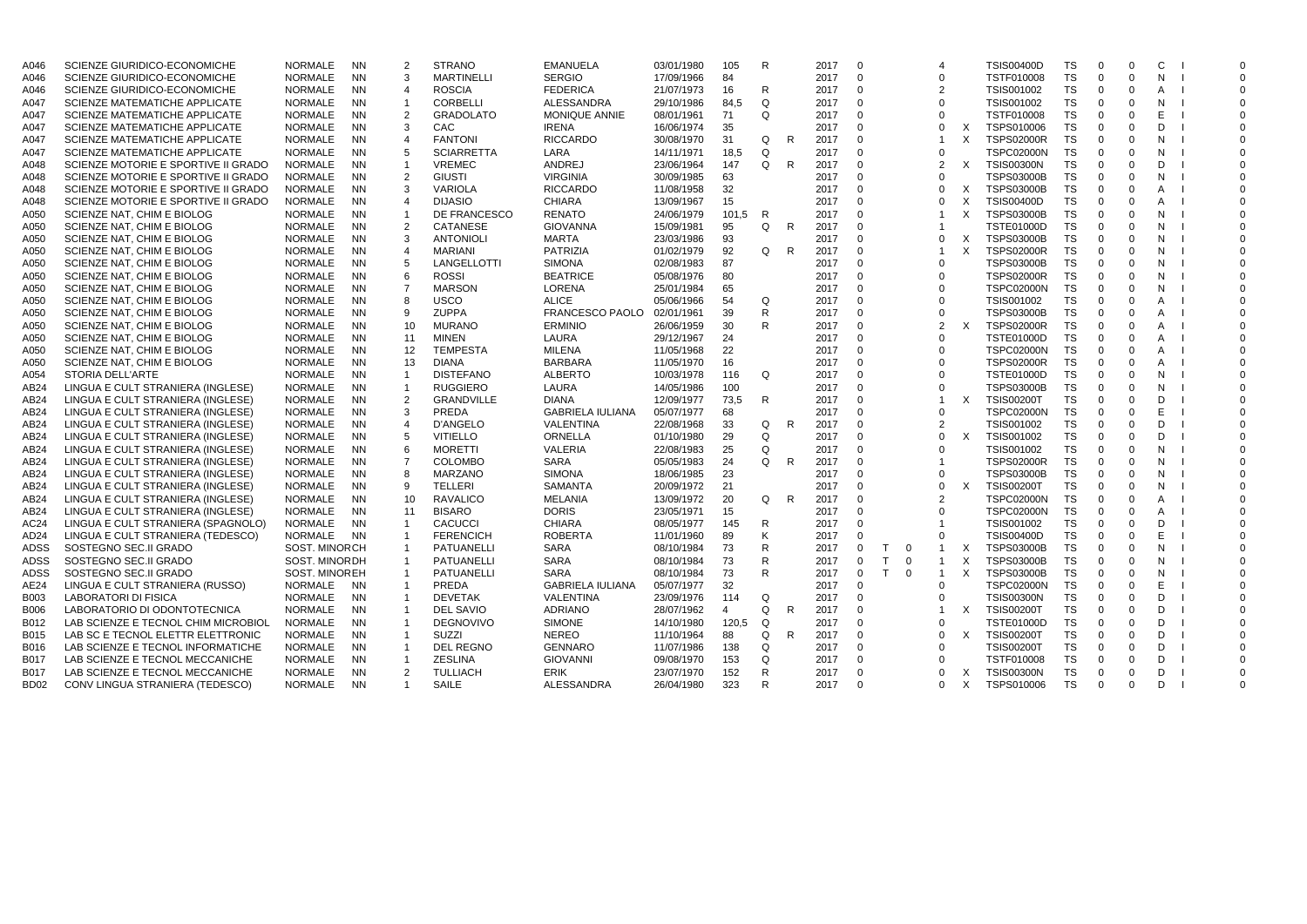| | | | | | | | | | | | | | | | | | | | | | | | |
|---|---|---|---|---|---|---|---|---|---|---|---|---|---|---|---|---|---|---|---|---|---|---|---|
| A046 | SCIENZE GIURIDICO-ECONOMICHE | NORMALE | NN | 2 | STRANO | EMANUELA | 03/01/1980 | 105 | R | | 2017 | 0 | | | 4 | | TSIS00400D | TS | 0 | 0 | C | I | 0 |
| A046 | SCIENZE GIURIDICO-ECONOMICHE | NORMALE | NN | 3 | MARTINELLI | SERGIO | 17/09/1966 | 84 | | | 2017 | 0 | | | 0 | | TSTF010008 | TS | 0 | 0 | N | I | 0 |
| A046 | SCIENZE GIURIDICO-ECONOMICHE | NORMALE | NN | 4 | ROSCIA | FEDERICA | 21/07/1973 | 16 | R | | 2017 | 0 | | | 2 | | TSIS001002 | TS | 0 | 0 | A | I | 0 |
| A047 | SCIENZE MATEMATICHE APPLICATE | NORMALE | NN | 1 | CORBELLI | ALESSANDRA | 29/10/1986 | 84,5 | Q | | 2017 | 0 | | | 0 | | TSIS001002 | TS | 0 | 0 | N | I | 0 |
| A047 | SCIENZE MATEMATICHE APPLICATE | NORMALE | NN | 2 | GRADOLATO | MONIQUE ANNIE | 08/01/1961 | 71 | Q | | 2017 | 0 | | | 0 | | TSTF010008 | TS | 0 | 0 | E | I | 0 |
| A047 | SCIENZE MATEMATICHE APPLICATE | NORMALE | NN | 3 | CAC | IRENA | 16/06/1974 | 35 | | | 2017 | 0 | | | 0 | X | TSPS010006 | TS | 0 | 0 | D | I | 0 |
| A047 | SCIENZE MATEMATICHE APPLICATE | NORMALE | NN | 4 | FANTONI | RICCARDO | 30/08/1970 | 31 | Q | R | 2017 | 0 | | | 1 | X | TSPS02000R | TS | 0 | 0 | N | I | 0 |
| A047 | SCIENZE MATEMATICHE APPLICATE | NORMALE | NN | 5 | SCIARRETTA | LARA | 14/11/1971 | 18,5 | Q | | 2017 | 0 | | | 0 | | TSPC02000N | TS | 0 | 0 | N | I | 0 |
| A048 | SCIENZE MOTORIE E SPORTIVE II GRADO | NORMALE | NN | 1 | VREMEC | ANDREJ | 23/06/1964 | 147 | Q | R | 2017 | 0 | | | 2 | X | TSIS00300N | TS | 0 | 0 | D | I | 0 |
| A048 | SCIENZE MOTORIE E SPORTIVE II GRADO | NORMALE | NN | 2 | GIUSTI | VIRGINIA | 30/09/1985 | 63 | | | 2017 | 0 | | | 0 | | TSPS03000B | TS | 0 | 0 | N | I | 0 |
| A048 | SCIENZE MOTORIE E SPORTIVE II GRADO | NORMALE | NN | 3 | VARIOLA | RICCARDO | 11/08/1958 | 32 | | | 2017 | 0 | | | 0 | X | TSPS03000B | TS | 0 | 0 | A | I | 0 |
| A048 | SCIENZE MOTORIE E SPORTIVE II GRADO | NORMALE | NN | 4 | DIJASIO | CHIARA | 13/09/1967 | 15 | | | 2017 | 0 | | | 0 | X | TSIS00400D | TS | 0 | 0 | A | I | 0 |
| A050 | SCIENZE NAT, CHIM E BIOLOG | NORMALE | NN | 1 | DE FRANCESCO | RENATO | 24/06/1979 | 101,5 | R | | 2017 | 0 | | | 1 | X | TSPS03000B | TS | 0 | 0 | N | I | 0 |
| A050 | SCIENZE NAT, CHIM E BIOLOG | NORMALE | NN | 2 | CATANESE | GIOVANNA | 15/09/1981 | 95 | Q | R | 2017 | 0 | | | 1 | | TSTE01000D | TS | 0 | 0 | N | I | 0 |
| A050 | SCIENZE NAT, CHIM E BIOLOG | NORMALE | NN | 3 | ANTONIOLI | MARTA | 23/03/1986 | 93 | | | 2017 | 0 | | | 0 | X | TSPS03000B | TS | 0 | 0 | N | I | 0 |
| A050 | SCIENZE NAT, CHIM E BIOLOG | NORMALE | NN | 4 | MARIANI | PATRIZIA | 01/02/1979 | 92 | Q | R | 2017 | 0 | | | 1 | X | TSPS02000R | TS | 0 | 0 | N | I | 0 |
| A050 | SCIENZE NAT, CHIM E BIOLOG | NORMALE | NN | 5 | LANGELLOTTI | SIMONA | 02/08/1983 | 87 | | | 2017 | 0 | | | 0 | | TSPS03000B | TS | 0 | 0 | N | I | 0 |
| A050 | SCIENZE NAT, CHIM E BIOLOG | NORMALE | NN | 6 | ROSSI | BEATRICE | 05/08/1976 | 80 | | | 2017 | 0 | | | 0 | | TSPS02000R | TS | 0 | 0 | N | I | 0 |
| A050 | SCIENZE NAT, CHIM E BIOLOG | NORMALE | NN | 7 | MARSON | LORENA | 25/01/1984 | 65 | | | 2017 | 0 | | | 0 | | TSPC02000N | TS | 0 | 0 | N | I | 0 |
| A050 | SCIENZE NAT, CHIM E BIOLOG | NORMALE | NN | 8 | USCO | ALICE | 05/06/1966 | 54 | Q | | 2017 | 0 | | | 0 | | TSIS001002 | TS | 0 | 0 | A | I | 0 |
| A050 | SCIENZE NAT, CHIM E BIOLOG | NORMALE | NN | 9 | ZUPPA | FRANCESCO PAOLO | 02/01/1961 | 39 | R | | 2017 | 0 | | | 0 | | TSPS03000B | TS | 0 | 0 | A | I | 0 |
| A050 | SCIENZE NAT, CHIM E BIOLOG | NORMALE | NN | 10 | MURANO | ERMINIO | 26/06/1959 | 30 | R | | 2017 | 0 | | | 2 | X | TSPS02000R | TS | 0 | 0 | A | I | 0 |
| A050 | SCIENZE NAT, CHIM E BIOLOG | NORMALE | NN | 11 | MINEN | LAURA | 29/12/1967 | 24 | | | 2017 | 0 | | | 0 | | TSTE01000D | TS | 0 | 0 | A | I | 0 |
| A050 | SCIENZE NAT, CHIM E BIOLOG | NORMALE | NN | 12 | TEMPESTA | MILENA | 11/05/1968 | 22 | | | 2017 | 0 | | | 0 | | TSPC02000N | TS | 0 | 0 | A | I | 0 |
| A050 | SCIENZE NAT, CHIM E BIOLOG | NORMALE | NN | 13 | DIANA | BARBARA | 11/05/1970 | 16 | | | 2017 | 0 | | | 0 | | TSPS02000R | TS | 0 | 0 | A | I | 0 |
| A054 | STORIA DELL'ARTE | NORMALE | NN | 1 | DISTEFANO | ALBERTO | 10/03/1978 | 116 | Q | | 2017 | 0 | | | 0 | | TSTE01000D | TS | 0 | 0 | N | I | 0 |
| AB24 | LINGUA E CULT STRANIERA (INGLESE) | NORMALE | NN | 1 | RUGGIERO | LAURA | 14/05/1986 | 100 | | | 2017 | 0 | | | 0 | | TSPS03000B | TS | 0 | 0 | N | I | 0 |
| AB24 | LINGUA E CULT STRANIERA (INGLESE) | NORMALE | NN | 2 | GRANDVILLE | DIANA | 12/09/1977 | 73,5 | R | | 2017 | 0 | | | 1 | X | TSIS00200T | TS | 0 | 0 | D | I | 0 |
| AB24 | LINGUA E CULT STRANIERA (INGLESE) | NORMALE | NN | 3 | PREDA | GABRIELA IULIANA | 05/07/1977 | 68 | | | 2017 | 0 | | | 0 | | TSPC02000N | TS | 0 | 0 | E | I | 0 |
| AB24 | LINGUA E CULT STRANIERA (INGLESE) | NORMALE | NN | 4 | D'ANGELO | VALENTINA | 22/08/1968 | 33 | Q | R | 2017 | 0 | | | 2 | | TSIS001002 | TS | 0 | 0 | D | I | 0 |
| AB24 | LINGUA E CULT STRANIERA (INGLESE) | NORMALE | NN | 5 | VITIELLO | ORNELLA | 01/10/1980 | 29 | Q | | 2017 | 0 | | | 0 | X | TSIS001002 | TS | 0 | 0 | D | I | 0 |
| AB24 | LINGUA E CULT STRANIERA (INGLESE) | NORMALE | NN | 6 | MORETTI | VALERIA | 22/08/1983 | 25 | Q | | 2017 | 0 | | | 0 | | TSIS001002 | TS | 0 | 0 | N | I | 0 |
| AB24 | LINGUA E CULT STRANIERA (INGLESE) | NORMALE | NN | 7 | COLOMBO | SARA | 05/05/1983 | 24 | Q | R | 2017 | 0 | | | 1 | | TSPS02000R | TS | 0 | 0 | N | I | 0 |
| AB24 | LINGUA E CULT STRANIERA (INGLESE) | NORMALE | NN | 8 | MARZANO | SIMONA | 18/06/1985 | 23 | | | 2017 | 0 | | | 0 | | TSPS03000B | TS | 0 | 0 | N | I | 0 |
| AB24 | LINGUA E CULT STRANIERA (INGLESE) | NORMALE | NN | 9 | TELLERI | SAMANTA | 20/09/1972 | 21 | | | 2017 | 0 | | | 0 | X | TSIS00200T | TS | 0 | 0 | N | I | 0 |
| AB24 | LINGUA E CULT STRANIERA (INGLESE) | NORMALE | NN | 10 | RAVALICO | MELANIA | 13/09/1972 | 20 | Q | R | 2017 | 0 | | | 2 | | TSPC02000N | TS | 0 | 0 | A | I | 0 |
| AB24 | LINGUA E CULT STRANIERA (INGLESE) | NORMALE | NN | 11 | BISARO | DORIS | 23/05/1971 | 15 | | | 2017 | 0 | | | 0 | | TSPC02000N | TS | 0 | 0 | A | I | 0 |
| AC24 | LINGUA E CULT STRANIERA (SPAGNOLO) | NORMALE | NN | 1 | CACUCCI | CHIARA | 08/05/1977 | 145 | R | | 2017 | 0 | | | 1 | | TSIS001002 | TS | 0 | 0 | D | I | 0 |
| AD24 | LINGUA E CULT STRANIERA (TEDESCO) | NORMALE | NN | 1 | FERENCICH | ROBERTA | 11/01/1960 | 89 | K | | 2017 | 0 | | | 0 | | TSIS00400D | TS | 0 | 0 | E | I | 0 |
| ADSS | SOSTEGNO SEC.II GRADO | SOST. MINOR | CH | 1 | PATUANELLI | SARA | 08/10/1984 | 73 | R | | 2017 | 0 | T | 0 | 1 | X | TSPS03000B | TS | 0 | 0 | N | I | 0 |
| ADSS | SOSTEGNO SEC.II GRADO | SOST. MINOR | DH | 1 | PATUANELLI | SARA | 08/10/1984 | 73 | R | | 2017 | 0 | T | 0 | 1 | X | TSPS03000B | TS | 0 | 0 | N | I | 0 |
| ADSS | SOSTEGNO SEC.II GRADO | SOST. MINOR | EH | 1 | PATUANELLI | SARA | 08/10/1984 | 73 | R | | 2017 | 0 | T | 0 | 1 | X | TSPS03000B | TS | 0 | 0 | N | I | 0 |
| AE24 | LINGUA E CULT STRANIERA (RUSSO) | NORMALE | NN | 1 | PREDA | GABRIELA IULIANA | 05/07/1977 | 32 | | | 2017 | 0 | | | 0 | | TSPC02000N | TS | 0 | 0 | E | I | 0 |
| B003 | LABORATORI DI FISICA | NORMALE | NN | 1 | DEVETAK | VALENTINA | 23/09/1976 | 114 | Q | | 2017 | 0 | | | 0 | | TSIS00300N | TS | 0 | 0 | D | I | 0 |
| B006 | LABORATORIO DI ODONTOTECNICA | NORMALE | NN | 1 | DEL SAVIO | ADRIANO | 28/07/1962 | 4 | Q | R | 2017 | 0 | | | 1 | X | TSIS00200T | TS | 0 | 0 | D | I | 0 |
| B012 | LAB SCIENZE E TECNOL CHIM MICROBIOL | NORMALE | NN | 1 | DEGNOVIVO | SIMONE | 14/10/1980 | 120,5 | Q | | 2017 | 0 | | | 0 | | TSTE01000D | TS | 0 | 0 | D | I | 0 |
| B015 | LAB SC E TECNOL ELETTR ELETTRONIC | NORMALE | NN | 1 | SUZZI | NEREO | 11/10/1964 | 88 | Q | R | 2017 | 0 | | | 0 | X | TSIS00200T | TS | 0 | 0 | D | I | 0 |
| B016 | LAB SCIENZE E TECNOL INFORMATICHE | NORMALE | NN | 1 | DEL REGNO | GENNARO | 11/07/1986 | 138 | Q | | 2017 | 0 | | | 0 | | TSIS00200T | TS | 0 | 0 | D | I | 0 |
| B017 | LAB SCIENZE E TECNOL MECCANICHE | NORMALE | NN | 1 | ZESLINA | GIOVANNI | 09/08/1970 | 153 | Q | | 2017 | 0 | | | 0 | | TSTF010008 | TS | 0 | 0 | D | I | 0 |
| B017 | LAB SCIENZE E TECNOL MECCANICHE | NORMALE | NN | 2 | TULLIACH | ERIK | 23/07/1970 | 152 | R | | 2017 | 0 | | | 0 | X | TSIS00300N | TS | 0 | 0 | D | I | 0 |
| BD02 | CONV LINGUA STRANIERA (TEDESCO) | NORMALE | NN | 1 | SAILE | ALESSANDRA | 26/04/1980 | 323 | R | | 2017 | 0 | | | 0 | X | TSPS010006 | TS | 0 | 0 | D | I | 0 |